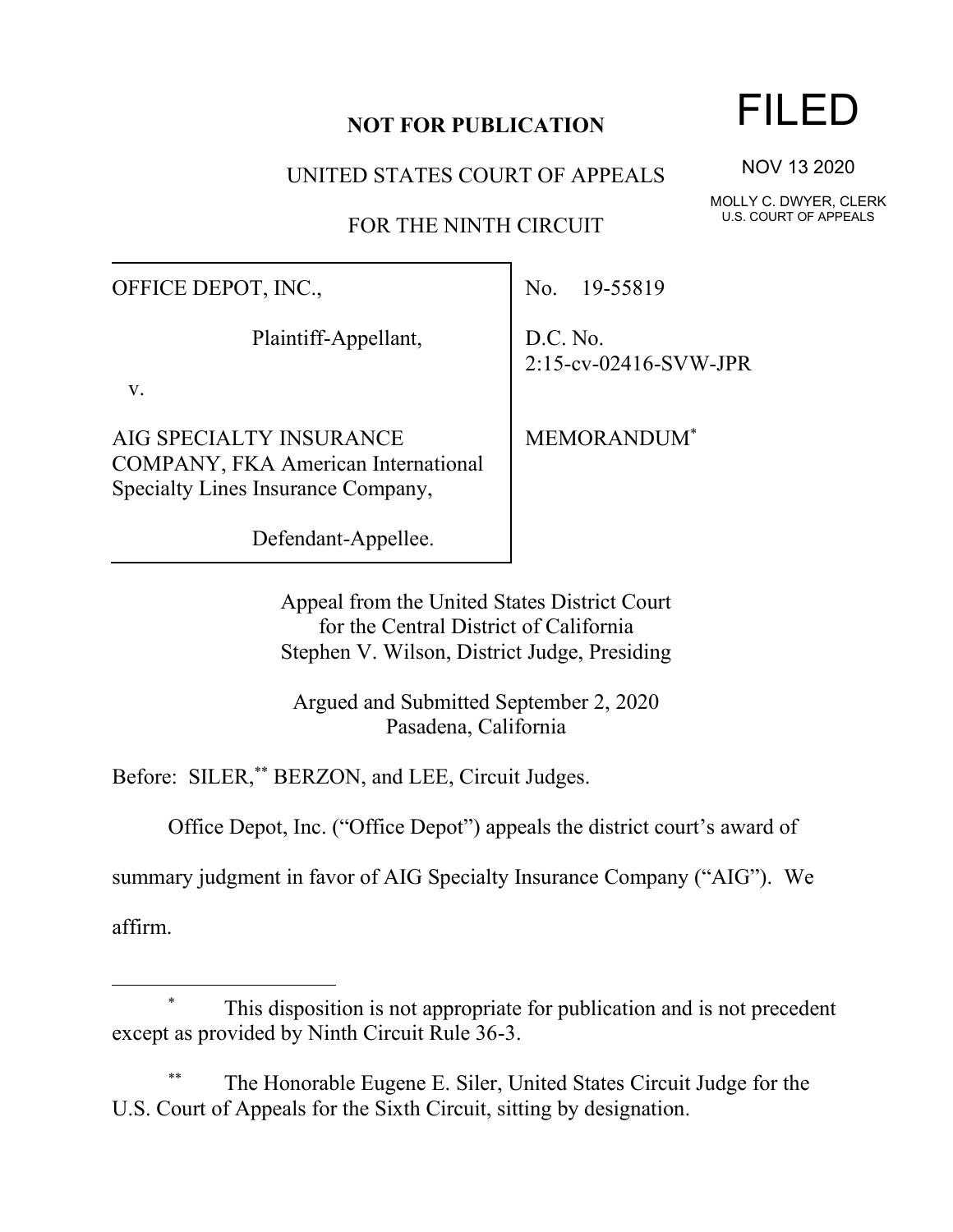**NOT FOR PUBLICATION**

UNITED STATES COURT OF APPEALS

FOR THE NINTH CIRCUIT

FILED

NOV 13 2020

MOLLY C. DWYER, CLERK
U.S. COURT OF APPEALS

| | |
|---|---|
| OFFICE DEPOT, INC.,<br><br>Plaintiff-Appellant,<br><br>v.<br><br>AIG SPECIALTY INSURANCE COMPANY, FKA American International Specialty Lines Insurance Company,<br><br>Defendant-Appellee. | No. 19-55819<br><br>D.C. No. 2:15-cv-02416-SVW-JPR<br><br>MEMORANDUM[*] |

Appeal from the United States District Court
for the Central District of California
Stephen V. Wilson, District Judge, Presiding

Argued and Submitted September 2, 2020
Pasadena, California

Before: SILER,[**] BERZON, and LEE, Circuit Judges.

Office Depot, Inc. ("Office Depot") appeals the district court's award of summary judgment in favor of AIG Specialty Insurance Company ("AIG"). We affirm.

---

[*] This disposition is not appropriate for publication and is not precedent except as provided by Ninth Circuit Rule 36-3.

[**] The Honorable Eugene E. Siler, United States Circuit Judge for the U.S. Court of Appeals for the Sixth Circuit, sitting by designation.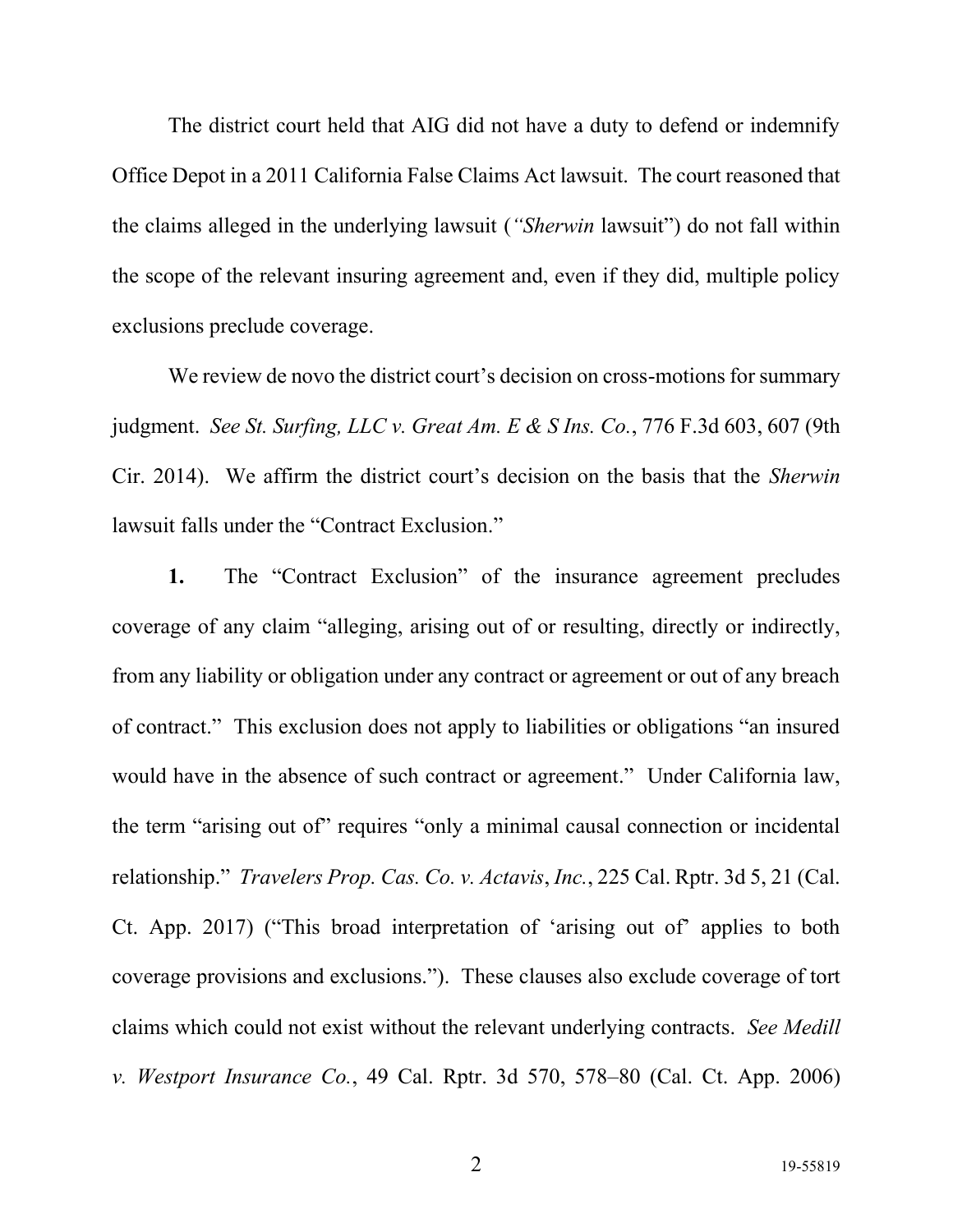The district court held that AIG did not have a duty to defend or indemnify Office Depot in a 2011 California False Claims Act lawsuit. The court reasoned that the claims alleged in the underlying lawsuit (*"Sherwin* lawsuit") do not fall within the scope of the relevant insuring agreement and, even if they did, multiple policy exclusions preclude coverage.

We review de novo the district court's decision on cross-motions for summary judgment. *See St. Surfing, LLC v. Great Am. E & S Ins. Co.*, 776 F.3d 603, 607 (9th Cir. 2014). We affirm the district court's decision on the basis that the *Sherwin* lawsuit falls under the "Contract Exclusion."

**1.** The "Contract Exclusion" of the insurance agreement precludes coverage of any claim "alleging, arising out of or resulting, directly or indirectly, from any liability or obligation under any contract or agreement or out of any breach of contract." This exclusion does not apply to liabilities or obligations "an insured would have in the absence of such contract or agreement." Under California law, the term "arising out of" requires "only a minimal causal connection or incidental relationship." *Travelers Prop. Cas. Co. v. Actavis*, *Inc.*, 225 Cal. Rptr. 3d 5, 21 (Cal. Ct. App. 2017) ("This broad interpretation of 'arising out of' applies to both coverage provisions and exclusions."). These clauses also exclude coverage of tort claims which could not exist without the relevant underlying contracts. *See Medill v. Westport Insurance Co.*, 49 Cal. Rptr. 3d 570, 578–80 (Cal. Ct. App. 2006)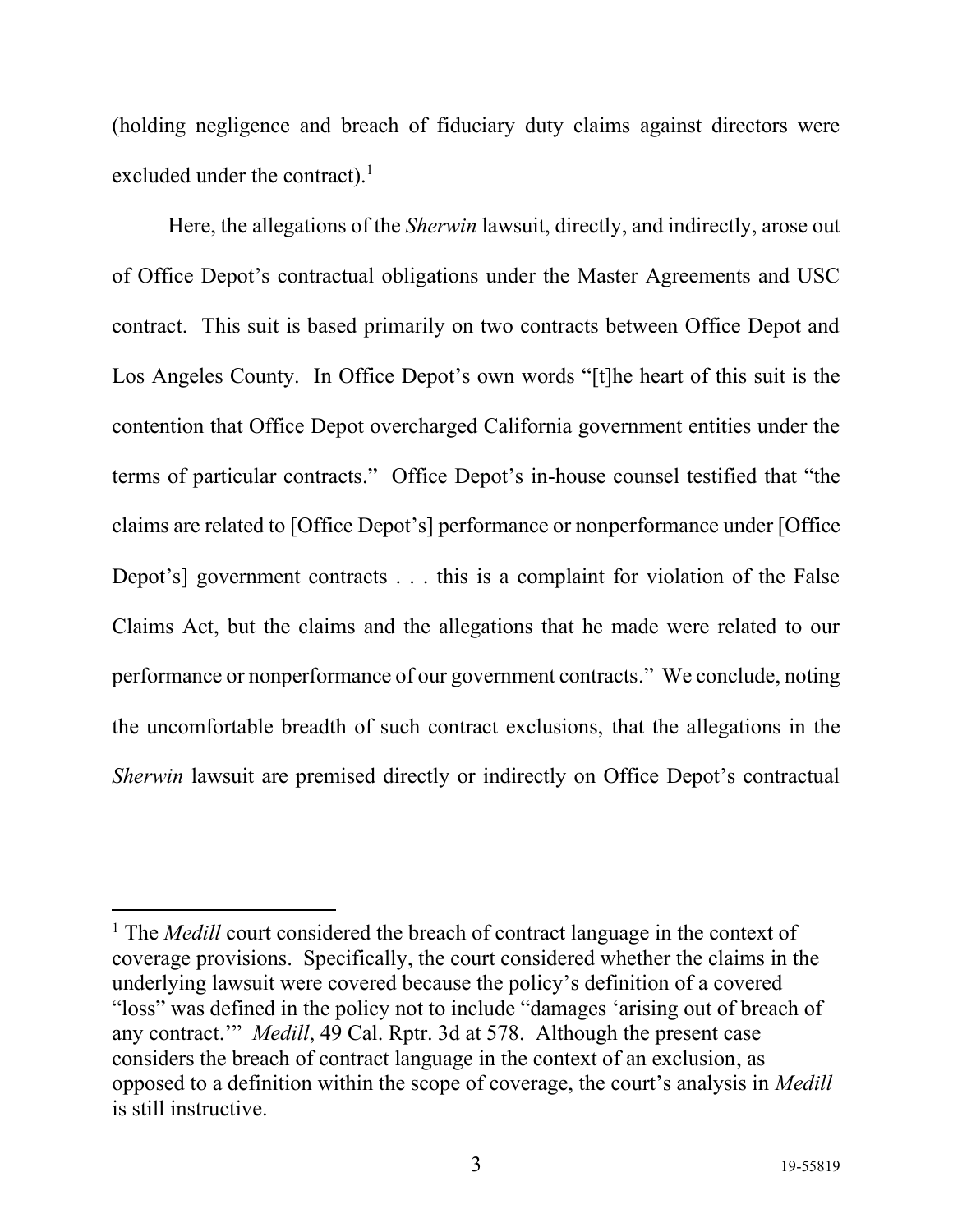(holding negligence and breach of fiduciary duty claims against directors were excluded under the contract).[1]

Here, the allegations of the *Sherwin* lawsuit, directly, and indirectly, arose out of Office Depot's contractual obligations under the Master Agreements and USC contract. This suit is based primarily on two contracts between Office Depot and Los Angeles County. In Office Depot's own words "[t]he heart of this suit is the contention that Office Depot overcharged California government entities under the terms of particular contracts." Office Depot's in-house counsel testified that "the claims are related to [Office Depot's] performance or nonperformance under [Office Depot's] government contracts . . . this is a complaint for violation of the False Claims Act, but the claims and the allegations that he made were related to our performance or nonperformance of our government contracts." We conclude, noting the uncomfortable breadth of such contract exclusions, that the allegations in the *Sherwin* lawsuit are premised directly or indirectly on Office Depot's contractual

---

[1] The *Medill* court considered the breach of contract language in the context of coverage provisions. Specifically, the court considered whether the claims in the underlying lawsuit were covered because the policy's definition of a covered "loss" was defined in the policy not to include "damages 'arising out of breach of any contract.'" *Medill*, 49 Cal. Rptr. 3d at 578. Although the present case considers the breach of contract language in the context of an exclusion, as opposed to a definition within the scope of coverage, the court's analysis in *Medill* is still instructive.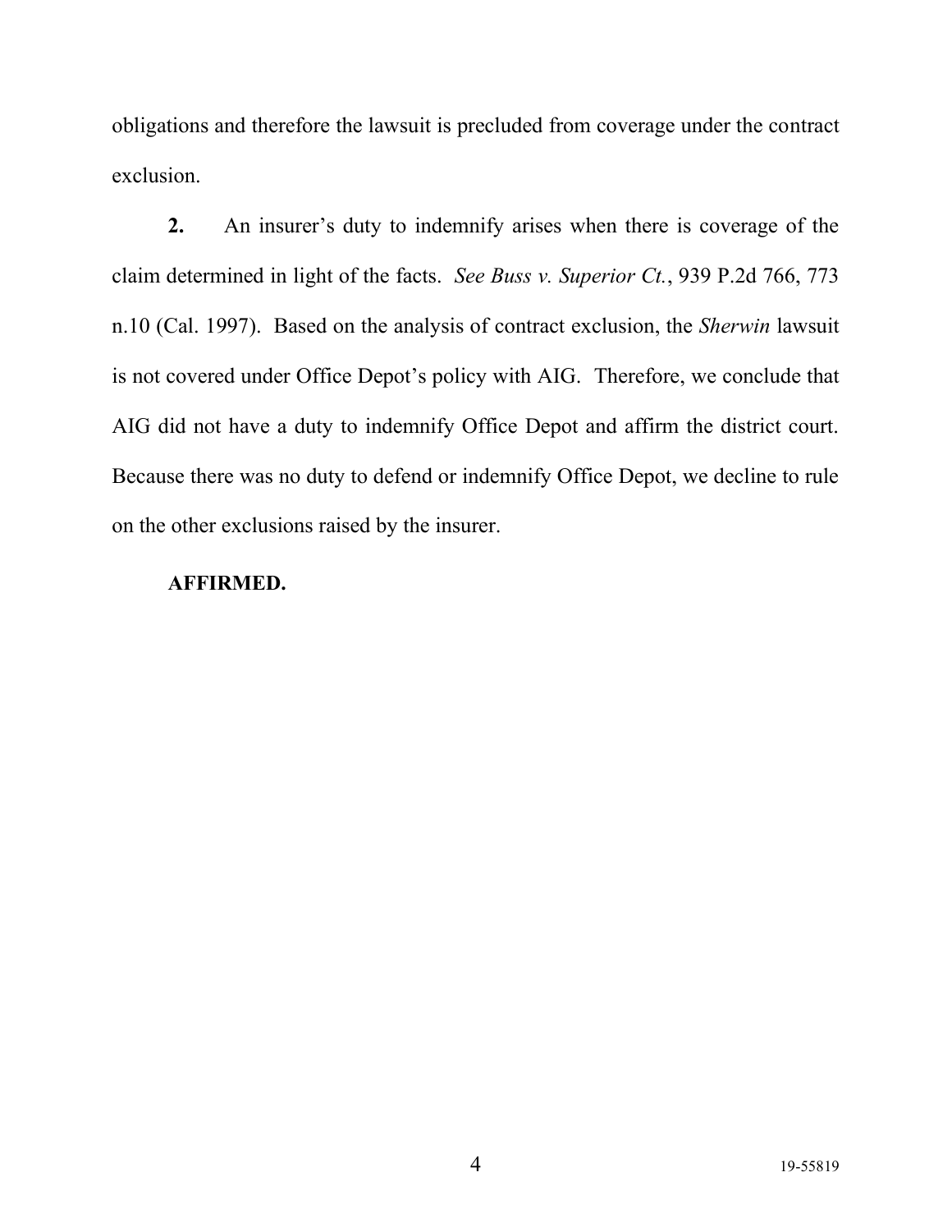obligations and therefore the lawsuit is precluded from coverage under the contract exclusion.

**2.** An insurer's duty to indemnify arises when there is coverage of the claim determined in light of the facts. *See Buss v. Superior Ct.*, 939 P.2d 766, 773 n.10 (Cal. 1997). Based on the analysis of contract exclusion, the *Sherwin* lawsuit is not covered under Office Depot's policy with AIG. Therefore, we conclude that AIG did not have a duty to indemnify Office Depot and affirm the district court. Because there was no duty to defend or indemnify Office Depot, we decline to rule on the other exclusions raised by the insurer.

**AFFIRMED.**